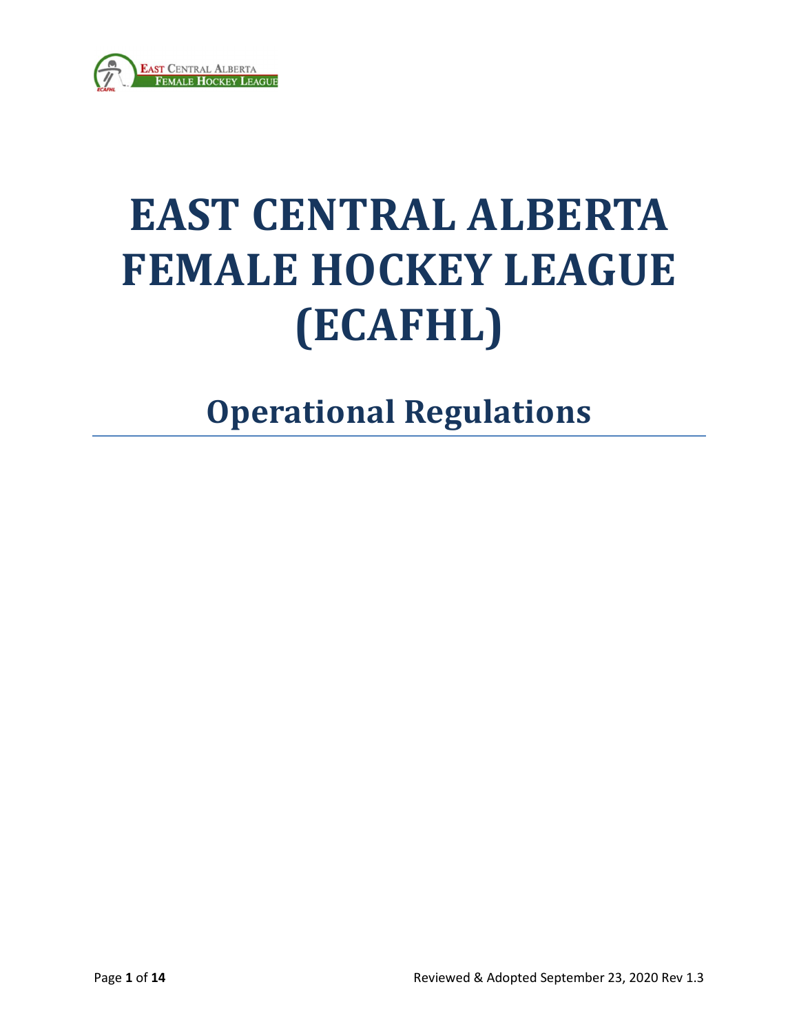# EAST CENTRAL ALBERTA FEMALE HOCKEY LEAGUE (ECAFHL)

## Operational Regulations

Reviewed & Adopted September 23, 2020 Rev 1.3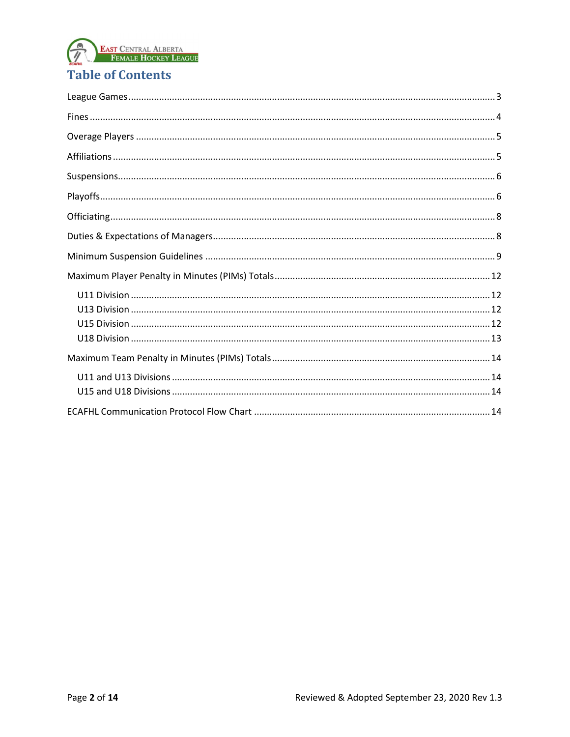# Table of Contents

League Games ... 3

Fines ... 4

Overage Players ... 5

Affiliations ... 5

Suspensions ... 6

Playoffs ... 6

Officiating ... 8

Duties & Expectations of Managers ... 8

Minimum Suspension Guidelines ... 9

Maximum Player Penalty in Minutes (PIMs) Totals ... 12

- U11 Division ... 12
- U13 Division ... 12
- U15 Division ... 12
- U18 Division ... 13

Maximum Team Penalty in Minutes (PIMs) Totals ... 14

- U11 and U13 Divisions ... 14
- U15 and U18 Divisions ... 14

ECAFHL Communication Protocol Flow Chart ... 14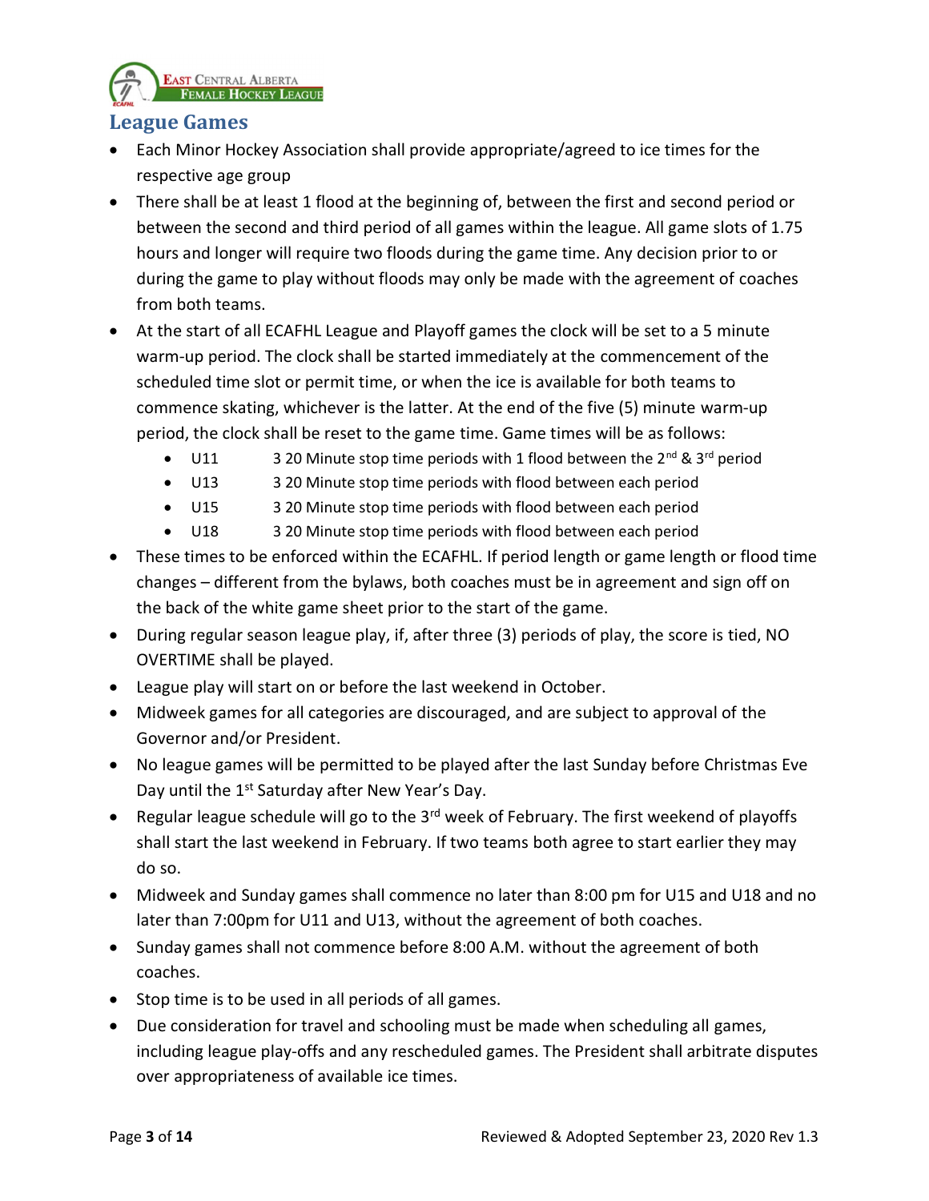## League Games

- Each Minor Hockey Association shall provide appropriate/agreed to ice times for the respective age group
- There shall be at least 1 flood at the beginning of, between the first and second period or between the second and third period of all games within the league. All game slots of 1.75 hours and longer will require two floods during the game time. Any decision prior to or during the game to play without floods may only be made with the agreement of coaches from both teams.
- At the start of all ECAFHL League and Playoff games the clock will be set to a 5 minute warm-up period. The clock shall be started immediately at the commencement of the scheduled time slot or permit time, or when the ice is available for both teams to commence skating, whichever is the latter. At the end of the five (5) minute warm-up period, the clock shall be reset to the game time. Game times will be as follows:
  - U11 3 20 Minute stop time periods with 1 flood between the 2nd & 3rd period
  - U13 3 20 Minute stop time periods with flood between each period
  - U15 3 20 Minute stop time periods with flood between each period
  - U18 3 20 Minute stop time periods with flood between each period
- These times to be enforced within the ECAFHL. If period length or game length or flood time changes – different from the bylaws, both coaches must be in agreement and sign off on the back of the white game sheet prior to the start of the game.
- During regular season league play, if, after three (3) periods of play, the score is tied, NO OVERTIME shall be played.
- League play will start on or before the last weekend in October.
- Midweek games for all categories are discouraged, and are subject to approval of the Governor and/or President.
- No league games will be permitted to be played after the last Sunday before Christmas Eve Day until the 1st Saturday after New Year's Day.
- Regular league schedule will go to the 3rd week of February. The first weekend of playoffs shall start the last weekend in February. If two teams both agree to start earlier they may do so.
- Midweek and Sunday games shall commence no later than 8:00 pm for U15 and U18 and no later than 7:00pm for U11 and U13, without the agreement of both coaches.
- Sunday games shall not commence before 8:00 A.M. without the agreement of both coaches.
- Stop time is to be used in all periods of all games.
- Due consideration for travel and schooling must be made when scheduling all games, including league play-offs and any rescheduled games. The President shall arbitrate disputes over appropriateness of available ice times.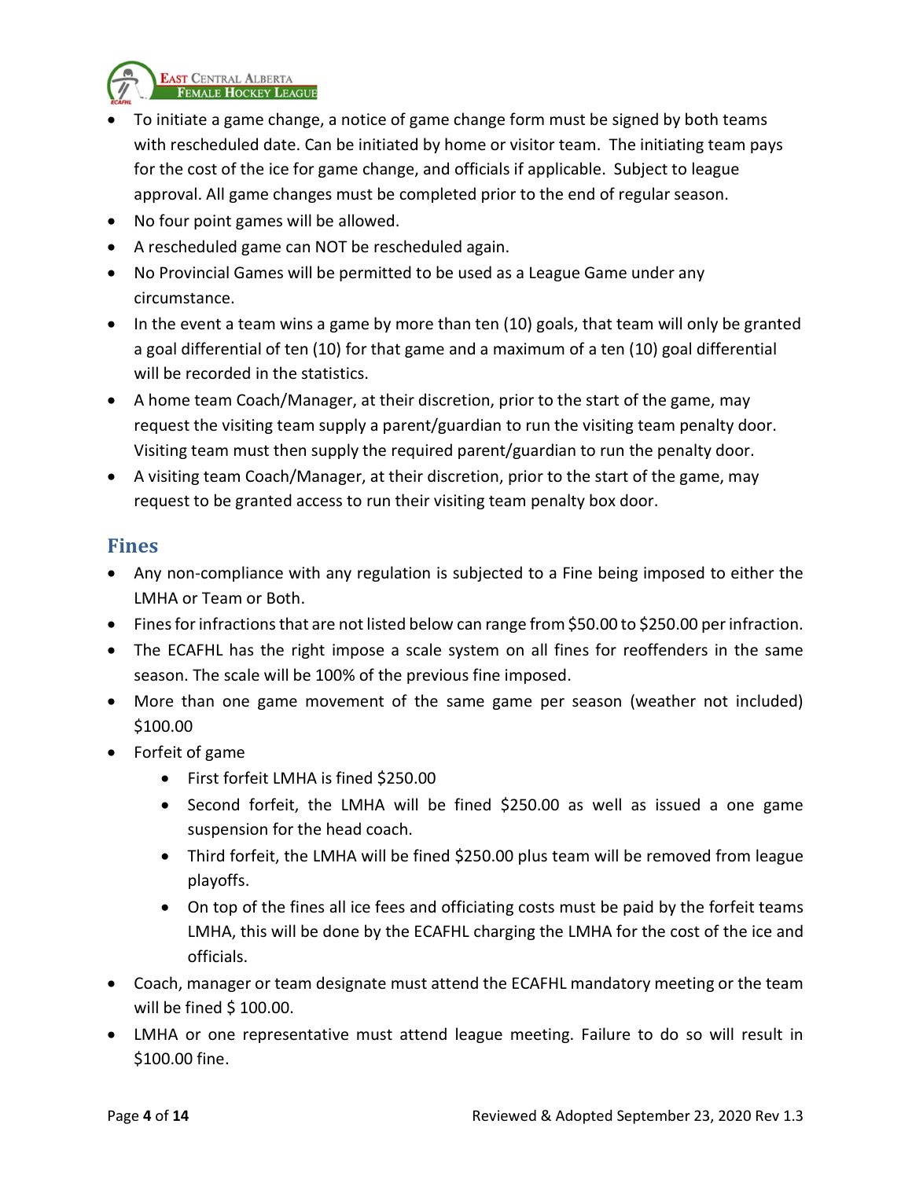- To initiate a game change, a notice of game change form must be signed by both teams with rescheduled date. Can be initiated by home or visitor team. The initiating team pays for the cost of the ice for game change, and officials if applicable. Subject to league approval. All game changes must be completed prior to the end of regular season.
- No four point games will be allowed.
- A rescheduled game can NOT be rescheduled again.
- No Provincial Games will be permitted to be used as a League Game under any circumstance.
- In the event a team wins a game by more than ten (10) goals, that team will only be granted a goal differential of ten (10) for that game and a maximum of a ten (10) goal differential will be recorded in the statistics.
- A home team Coach/Manager, at their discretion, prior to the start of the game, may request the visiting team supply a parent/guardian to run the visiting team penalty door. Visiting team must then supply the required parent/guardian to run the penalty door.
- A visiting team Coach/Manager, at their discretion, prior to the start of the game, may request to be granted access to run their visiting team penalty box door.

## Fines

- Any non-compliance with any regulation is subjected to a Fine being imposed to either the LMHA or Team or Both.
- Fines for infractions that are not listed below can range from $50.00 to $250.00 per infraction.
- The ECAFHL has the right impose a scale system on all fines for reoffenders in the same season. The scale will be 100% of the previous fine imposed.
- More than one game movement of the same game per season (weather not included) $100.00
- Forfeit of game
    - First forfeit LMHA is fined $250.00
    - Second forfeit, the LMHA will be fined $250.00 as well as issued a one game suspension for the head coach.
    - Third forfeit, the LMHA will be fined $250.00 plus team will be removed from league playoffs.
    - On top of the fines all ice fees and officiating costs must be paid by the forfeit teams LMHA, this will be done by the ECAFHL charging the LMHA for the cost of the ice and officials.
- Coach, manager or team designate must attend the ECAFHL mandatory meeting or the team will be fined $ 100.00.
- LMHA or one representative must attend league meeting. Failure to do so will result in $100.00 fine.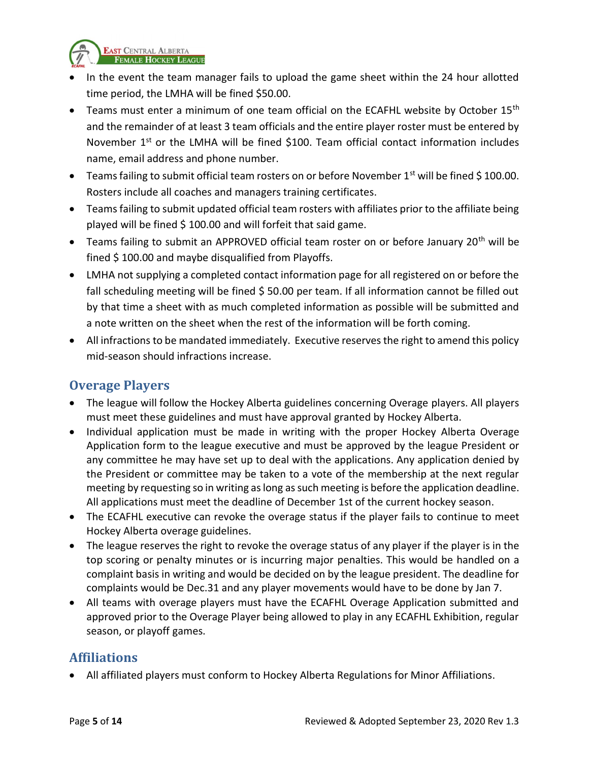- In the event the team manager fails to upload the game sheet within the 24 hour allotted time period, the LMHA will be fined $50.00.
- Teams must enter a minimum of one team official on the ECAFHL website by October 15th and the remainder of at least 3 team officials and the entire player roster must be entered by November 1st or the LMHA will be fined $100. Team official contact information includes name, email address and phone number.
- Teams failing to submit official team rosters on or before November 1st will be fined $ 100.00. Rosters include all coaches and managers training certificates.
- Teams failing to submit updated official team rosters with affiliates prior to the affiliate being played will be fined $ 100.00 and will forfeit that said game.
- Teams failing to submit an APPROVED official team roster on or before January 20th will be fined $ 100.00 and maybe disqualified from Playoffs.
- LMHA not supplying a completed contact information page for all registered on or before the fall scheduling meeting will be fined $ 50.00 per team. If all information cannot be filled out by that time a sheet with as much completed information as possible will be submitted and a note written on the sheet when the rest of the information will be forth coming.
- All infractions to be mandated immediately. Executive reserves the right to amend this policy mid-season should infractions increase.

## Overage Players

- The league will follow the Hockey Alberta guidelines concerning Overage players. All players must meet these guidelines and must have approval granted by Hockey Alberta.
- Individual application must be made in writing with the proper Hockey Alberta Overage Application form to the league executive and must be approved by the league President or any committee he may have set up to deal with the applications. Any application denied by the President or committee may be taken to a vote of the membership at the next regular meeting by requesting so in writing as long as such meeting is before the application deadline. All applications must meet the deadline of December 1st of the current hockey season.
- The ECAFHL executive can revoke the overage status if the player fails to continue to meet Hockey Alberta overage guidelines.
- The league reserves the right to revoke the overage status of any player if the player is in the top scoring or penalty minutes or is incurring major penalties. This would be handled on a complaint basis in writing and would be decided on by the league president. The deadline for complaints would be Dec.31 and any player movements would have to be done by Jan 7.
- All teams with overage players must have the ECAFHL Overage Application submitted and approved prior to the Overage Player being allowed to play in any ECAFHL Exhibition, regular season, or playoff games.

## Affiliations

- All affiliated players must conform to Hockey Alberta Regulations for Minor Affiliations.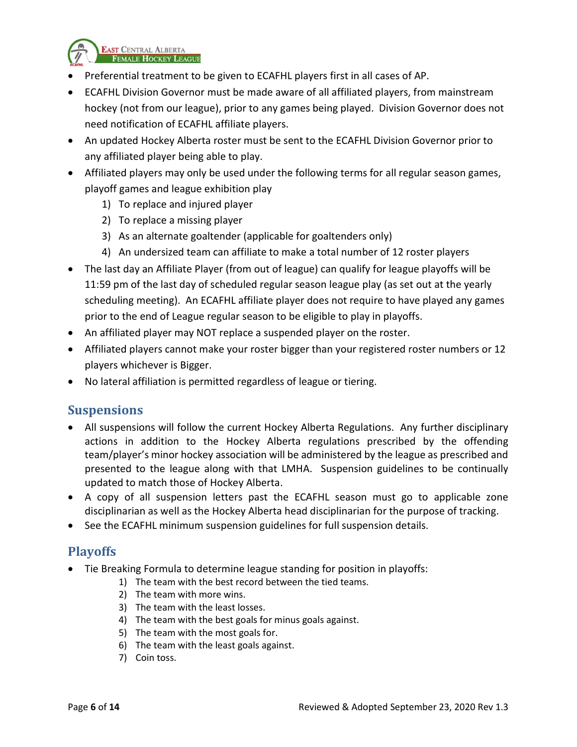- Preferential treatment to be given to ECAFHL players first in all cases of AP.
- ECAFHL Division Governor must be made aware of all affiliated players, from mainstream hockey (not from our league), prior to any games being played. Division Governor does not need notification of ECAFHL affiliate players.
- An updated Hockey Alberta roster must be sent to the ECAFHL Division Governor prior to any affiliated player being able to play.
- Affiliated players may only be used under the following terms for all regular season games, playoff games and league exhibition play
    1) To replace and injured player
    2) To replace a missing player
    3) As an alternate goaltender (applicable for goaltenders only)
    4) An undersized team can affiliate to make a total number of 12 roster players
- The last day an Affiliate Player (from out of league) can qualify for league playoffs will be 11:59 pm of the last day of scheduled regular season league play (as set out at the yearly scheduling meeting). An ECAFHL affiliate player does not require to have played any games prior to the end of League regular season to be eligible to play in playoffs.
- An affiliated player may NOT replace a suspended player on the roster.
- Affiliated players cannot make your roster bigger than your registered roster numbers or 12 players whichever is Bigger.
- No lateral affiliation is permitted regardless of league or tiering.

## Suspensions

- All suspensions will follow the current Hockey Alberta Regulations. Any further disciplinary actions in addition to the Hockey Alberta regulations prescribed by the offending team/player's minor hockey association will be administered by the league as prescribed and presented to the league along with that LMHA. Suspension guidelines to be continually updated to match those of Hockey Alberta.
- A copy of all suspension letters past the ECAFHL season must go to applicable zone disciplinarian as well as the Hockey Alberta head disciplinarian for the purpose of tracking.
- See the ECAFHL minimum suspension guidelines for full suspension details.

## Playoffs

- Tie Breaking Formula to determine league standing for position in playoffs:
    1) The team with the best record between the tied teams.
    2) The team with more wins.
    3) The team with the least losses.
    4) The team with the best goals for minus goals against.
    5) The team with the most goals for.
    6) The team with the least goals against.
    7) Coin toss.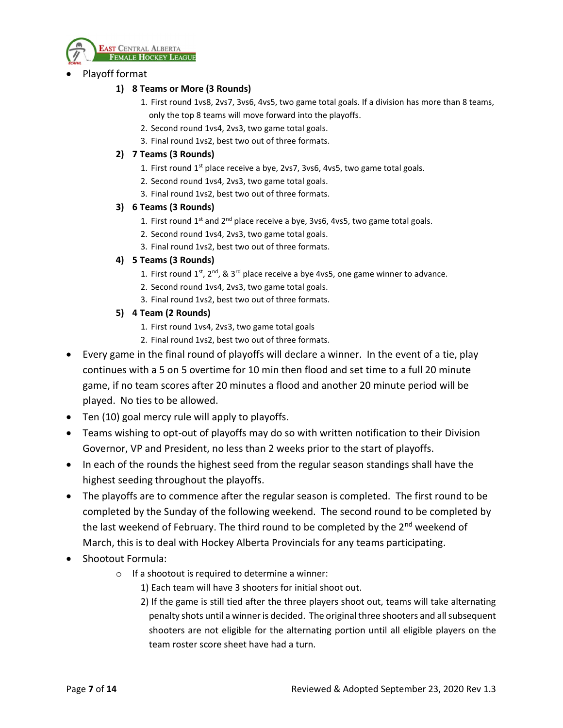- Playoff format

  **1) 8 Teams or More (3 Rounds)**

  1. First round 1vs8, 2vs7, 3vs6, 4vs5, two game total goals. If a division has more than 8 teams, only the top 8 teams will move forward into the playoffs.
  2. Second round 1vs4, 2vs3, two game total goals.
  3. Final round 1vs2, best two out of three formats.

  **2) 7 Teams (3 Rounds)**

  1. First round 1st place receive a bye, 2vs7, 3vs6, 4vs5, two game total goals.
  2. Second round 1vs4, 2vs3, two game total goals.
  3. Final round 1vs2, best two out of three formats.

  **3) 6 Teams (3 Rounds)**

  1. First round 1st and 2nd place receive a bye, 3vs6, 4vs5, two game total goals.
  2. Second round 1vs4, 2vs3, two game total goals.
  3. Final round 1vs2, best two out of three formats.

  **4) 5 Teams (3 Rounds)**

  1. First round 1st, 2nd, & 3rd place receive a bye 4vs5, one game winner to advance.
  2. Second round 1vs4, 2vs3, two game total goals.
  3. Final round 1vs2, best two out of three formats.

  **5) 4 Team (2 Rounds)**

  1. First round 1vs4, 2vs3, two game total goals
  2. Final round 1vs2, best two out of three formats.

- Every game in the final round of playoffs will declare a winner. In the event of a tie, play continues with a 5 on 5 overtime for 10 min then flood and set time to a full 20 minute game, if no team scores after 20 minutes a flood and another 20 minute period will be played. No ties to be allowed.
- Ten (10) goal mercy rule will apply to playoffs.
- Teams wishing to opt-out of playoffs may do so with written notification to their Division Governor, VP and President, no less than 2 weeks prior to the start of playoffs.
- In each of the rounds the highest seed from the regular season standings shall have the highest seeding throughout the playoffs.
- The playoffs are to commence after the regular season is completed. The first round to be completed by the Sunday of the following weekend. The second round to be completed by the last weekend of February. The third round to be completed by the 2nd weekend of March, this is to deal with Hockey Alberta Provincials for any teams participating.
- Shootout Formula:
  - If a shootout is required to determine a winner:

    1) Each team will have 3 shooters for initial shoot out.

    2) If the game is still tied after the three players shoot out, teams will take alternating penalty shots until a winner is decided. The original three shooters and all subsequent shooters are not eligible for the alternating portion until all eligible players on the team roster score sheet have had a turn.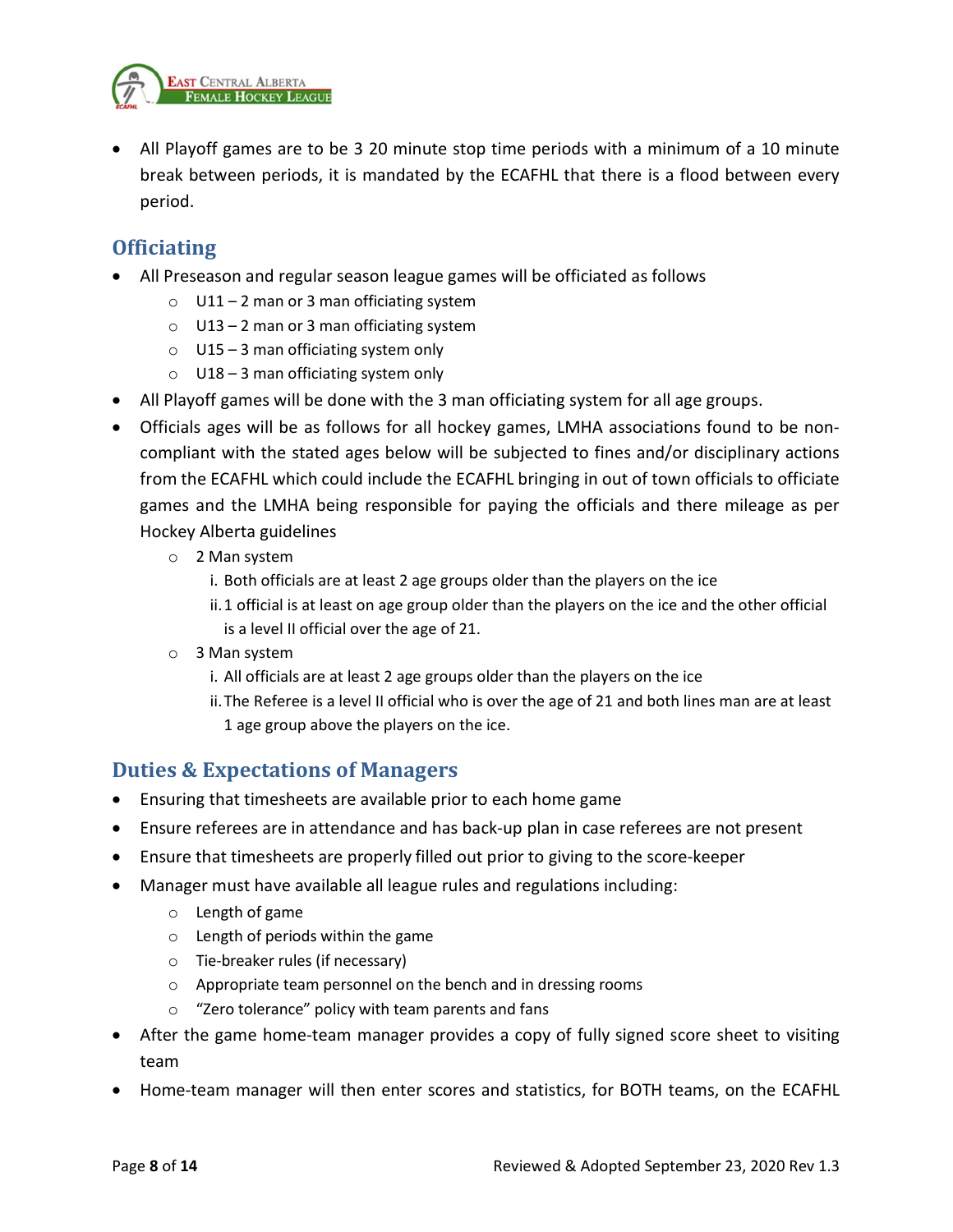- All Playoff games are to be 3 20 minute stop time periods with a minimum of a 10 minute break between periods, it is mandated by the ECAFHL that there is a flood between every period.

## Officiating

- All Preseason and regular season league games will be officiated as follows
  - U11 – 2 man or 3 man officiating system
  - U13 – 2 man or 3 man officiating system
  - U15 – 3 man officiating system only
  - U18 – 3 man officiating system only
- All Playoff games will be done with the 3 man officiating system for all age groups.
- Officials ages will be as follows for all hockey games, LMHA associations found to be non-compliant with the stated ages below will be subjected to fines and/or disciplinary actions from the ECAFHL which could include the ECAFHL bringing in out of town officials to officiate games and the LMHA being responsible for paying the officials and there mileage as per Hockey Alberta guidelines
  - 2 Man system
    1. Both officials are at least 2 age groups older than the players on the ice
    2. 1 official is at least on age group older than the players on the ice and the other official is a level II official over the age of 21.
  - 3 Man system
    1. All officials are at least 2 age groups older than the players on the ice
    2. The Referee is a level II official who is over the age of 21 and both lines man are at least 1 age group above the players on the ice.

## Duties & Expectations of Managers

- Ensuring that timesheets are available prior to each home game
- Ensure referees are in attendance and has back-up plan in case referees are not present
- Ensure that timesheets are properly filled out prior to giving to the score-keeper
- Manager must have available all league rules and regulations including:
  - Length of game
  - Length of periods within the game
  - Tie-breaker rules (if necessary)
  - Appropriate team personnel on the bench and in dressing rooms
  - "Zero tolerance" policy with team parents and fans
- After the game home-team manager provides a copy of fully signed score sheet to visiting team
- Home-team manager will then enter scores and statistics, for BOTH teams, on the ECAFHL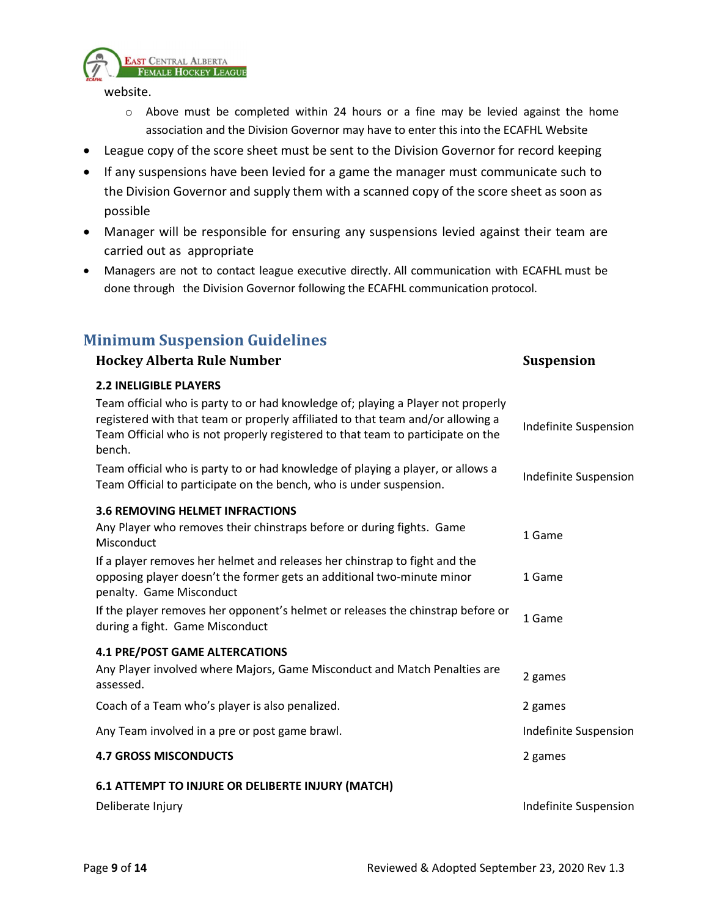website.

  - Above must be completed within 24 hours or a fine may be levied against the home association and the Division Governor may have to enter this into the ECAFHL Website

- League copy of the score sheet must be sent to the Division Governor for record keeping
- If any suspensions have been levied for a game the manager must communicate such to the Division Governor and supply them with a scanned copy of the score sheet as soon as possible
- Manager will be responsible for ensuring any suspensions levied against their team are carried out as appropriate
- Managers are not to contact league executive directly. All communication with ECAFHL must be done through the Division Governor following the ECAFHL communication protocol.

## Minimum Suspension Guidelines

| Hockey Alberta Rule Number | Suspension |
|---|---|
| **2.2 INELIGIBLE PLAYERS** | |
| Team official who is party to or had knowledge of; playing a Player not properly registered with that team or properly affiliated to that team and/or allowing a Team Official who is not properly registered to that team to participate on the bench. | Indefinite Suspension |
| Team official who is party to or had knowledge of playing a player, or allows a Team Official to participate on the bench, who is under suspension. | Indefinite Suspension |
| **3.6 REMOVING HELMET INFRACTIONS** | |
| Any Player who removes their chinstraps before or during fights. Game Misconduct | 1 Game |
| If a player removes her helmet and releases her chinstrap to fight and the opposing player doesn't the former gets an additional two-minute minor penalty. Game Misconduct | 1 Game |
| If the player removes her opponent's helmet or releases the chinstrap before or during a fight. Game Misconduct | 1 Game |
| **4.1 PRE/POST GAME ALTERCATIONS** | |
| Any Player involved where Majors, Game Misconduct and Match Penalties are assessed. | 2 games |
| Coach of a Team who's player is also penalized. | 2 games |
| Any Team involved in a pre or post game brawl. | Indefinite Suspension |
| **4.7 GROSS MISCONDUCTS** | 2 games |
| **6.1 ATTEMPT TO INJURE OR DELIBERTE INJURY (MATCH)** | |
| Deliberate Injury | Indefinite Suspension |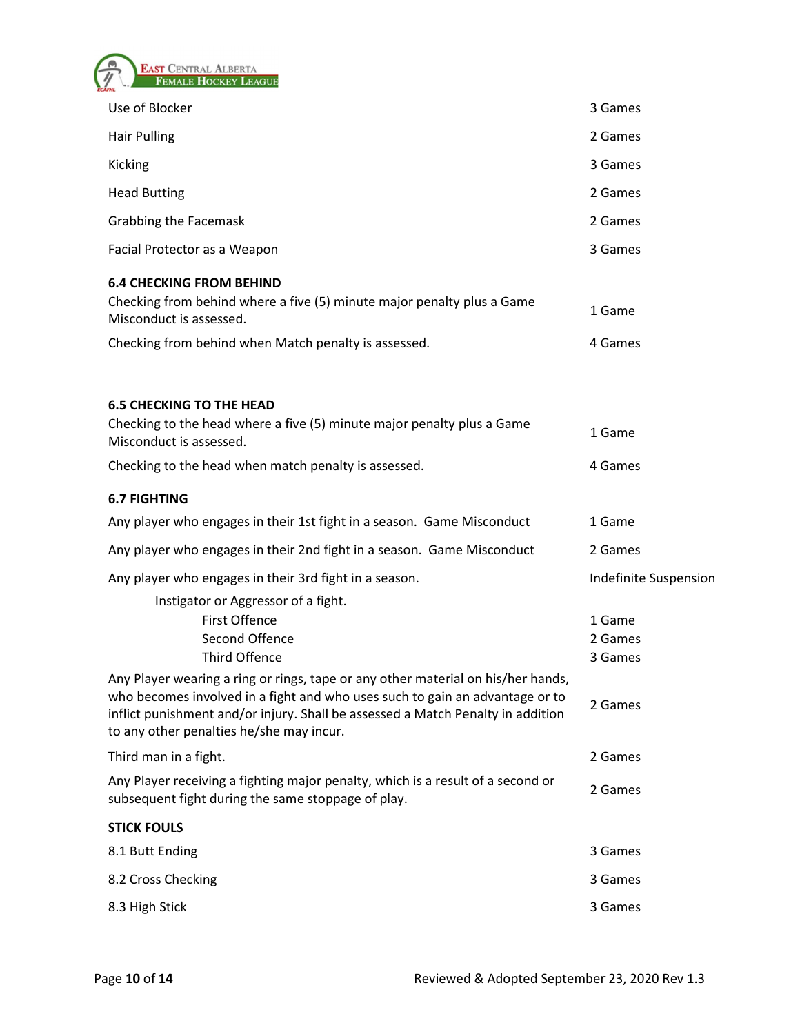| | |
|---|---|
| Use of Blocker | 3 Games |
| Hair Pulling | 2 Games |
| Kicking | 3 Games |
| Head Butting | 2 Games |
| Grabbing the Facemask | 2 Games |
| Facial Protector as a Weapon | 3 Games |

**6.4 CHECKING FROM BEHIND**

| | |
|---|---|
| Checking from behind where a five (5) minute major penalty plus a Game Misconduct is assessed. | 1 Game |
| Checking from behind when Match penalty is assessed. | 4 Games |

**6.5 CHECKING TO THE HEAD**

| | |
|---|---|
| Checking to the head where a five (5) minute major penalty plus a Game Misconduct is assessed. | 1 Game |
| Checking to the head when match penalty is assessed. | 4 Games |

**6.7 FIGHTING**

| | |
|---|---|
| Any player who engages in their 1st fight in a season. Game Misconduct | 1 Game |
| Any player who engages in their 2nd fight in a season. Game Misconduct | 2 Games |
| Any player who engages in their 3rd fight in a season. | Indefinite Suspension |
| Instigator or Aggressor of a fight. | |
| First Offence | 1 Game |
| Second Offence | 2 Games |
| Third Offence | 3 Games |
| Any Player wearing a ring or rings, tape or any other material on his/her hands, who becomes involved in a fight and who uses such to gain an advantage or to inflict punishment and/or injury. Shall be assessed a Match Penalty in addition to any other penalties he/she may incur. | 2 Games |
| Third man in a fight. | 2 Games |
| Any Player receiving a fighting major penalty, which is a result of a second or subsequent fight during the same stoppage of play. | 2 Games |

**STICK FOULS**

| | |
|---|---|
| 8.1 Butt Ending | 3 Games |
| 8.2 Cross Checking | 3 Games |
| 8.3 High Stick | 3 Games |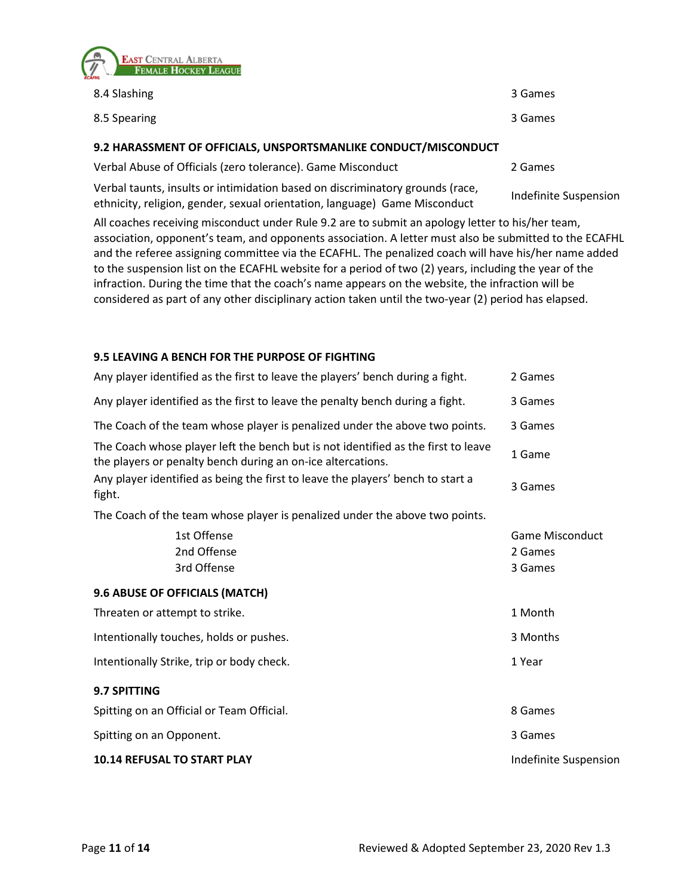| | |
|---|---|
| 8.4 Slashing | 3 Games |
| 8.5 Spearing | 3 Games |

**9.2 HARASSMENT OF OFFICIALS, UNSPORTSMANLIKE CONDUCT/MISCONDUCT**

| | |
|---|---|
| Verbal Abuse of Officials (zero tolerance). Game Misconduct | 2 Games |
| Verbal taunts, insults or intimidation based on discriminatory grounds (race, ethnicity, religion, gender, sexual orientation, language) Game Misconduct | Indefinite Suspension |

All coaches receiving misconduct under Rule 9.2 are to submit an apology letter to his/her team, association, opponent's team, and opponents association. A letter must also be submitted to the ECAFHL and the referee assigning committee via the ECAFHL. The penalized coach will have his/her name added to the suspension list on the ECAFHL website for a period of two (2) years, including the year of the infraction. During the time that the coach's name appears on the website, the infraction will be considered as part of any other disciplinary action taken until the two-year (2) period has elapsed.

**9.5 LEAVING A BENCH FOR THE PURPOSE OF FIGHTING**

| | |
|---|---|
| Any player identified as the first to leave the players' bench during a fight. | 2 Games |
| Any player identified as the first to leave the penalty bench during a fight. | 3 Games |
| The Coach of the team whose player is penalized under the above two points. | 3 Games |
| The Coach whose player left the bench but is not identified as the first to leave the players or penalty bench during an on-ice altercations. | 1 Game |
| Any player identified as being the first to leave the players' bench to start a fight. | 3 Games |
| The Coach of the team whose player is penalized under the above two points. | |
| 1st Offense | Game Misconduct |
| 2nd Offense | 2 Games |
| 3rd Offense | 3 Games |

**9.6 ABUSE OF OFFICIALS (MATCH)**

| | |
|---|---|
| Threaten or attempt to strike. | 1 Month |
| Intentionally touches, holds or pushes. | 3 Months |
| Intentionally Strike, trip or body check. | 1 Year |

**9.7 SPITTING**

| | |
|---|---|
| Spitting on an Official or Team Official. | 8 Games |
| Spitting on an Opponent. | 3 Games |
| **10.14 REFUSAL TO START PLAY** | Indefinite Suspension |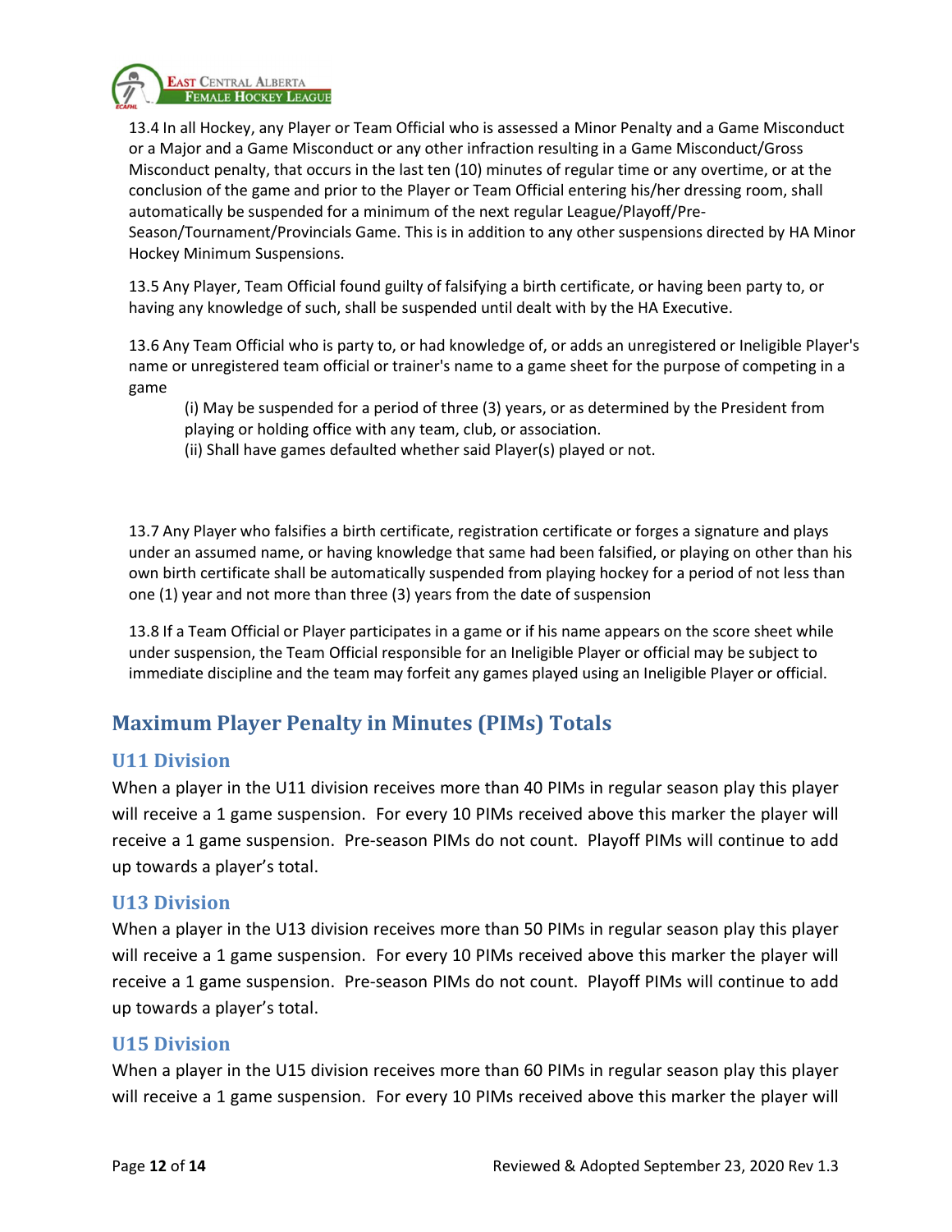13.4 In all Hockey, any Player or Team Official who is assessed a Minor Penalty and a Game Misconduct or a Major and a Game Misconduct or any other infraction resulting in a Game Misconduct/Gross Misconduct penalty, that occurs in the last ten (10) minutes of regular time or any overtime, or at the conclusion of the game and prior to the Player or Team Official entering his/her dressing room, shall automatically be suspended for a minimum of the next regular League/Playoff/Pre-Season/Tournament/Provincials Game. This is in addition to any other suspensions directed by HA Minor Hockey Minimum Suspensions.

13.5 Any Player, Team Official found guilty of falsifying a birth certificate, or having been party to, or having any knowledge of such, shall be suspended until dealt with by the HA Executive.

13.6 Any Team Official who is party to, or had knowledge of, or adds an unregistered or Ineligible Player's name or unregistered team official or trainer's name to a game sheet for the purpose of competing in a game

(i) May be suspended for a period of three (3) years, or as determined by the President from playing or holding office with any team, club, or association.
(ii) Shall have games defaulted whether said Player(s) played or not.

13.7 Any Player who falsifies a birth certificate, registration certificate or forges a signature and plays under an assumed name, or having knowledge that same had been falsified, or playing on other than his own birth certificate shall be automatically suspended from playing hockey for a period of not less than one (1) year and not more than three (3) years from the date of suspension

13.8 If a Team Official or Player participates in a game or if his name appears on the score sheet while under suspension, the Team Official responsible for an Ineligible Player or official may be subject to immediate discipline and the team may forfeit any games played using an Ineligible Player or official.

## Maximum Player Penalty in Minutes (PIMs) Totals

### U11 Division

When a player in the U11 division receives more than 40 PIMs in regular season play this player will receive a 1 game suspension. For every 10 PIMs received above this marker the player will receive a 1 game suspension. Pre-season PIMs do not count. Playoff PIMs will continue to add up towards a player's total.

### U13 Division

When a player in the U13 division receives more than 50 PIMs in regular season play this player will receive a 1 game suspension. For every 10 PIMs received above this marker the player will receive a 1 game suspension. Pre-season PIMs do not count. Playoff PIMs will continue to add up towards a player's total.

### U15 Division

When a player in the U15 division receives more than 60 PIMs in regular season play this player will receive a 1 game suspension. For every 10 PIMs received above this marker the player will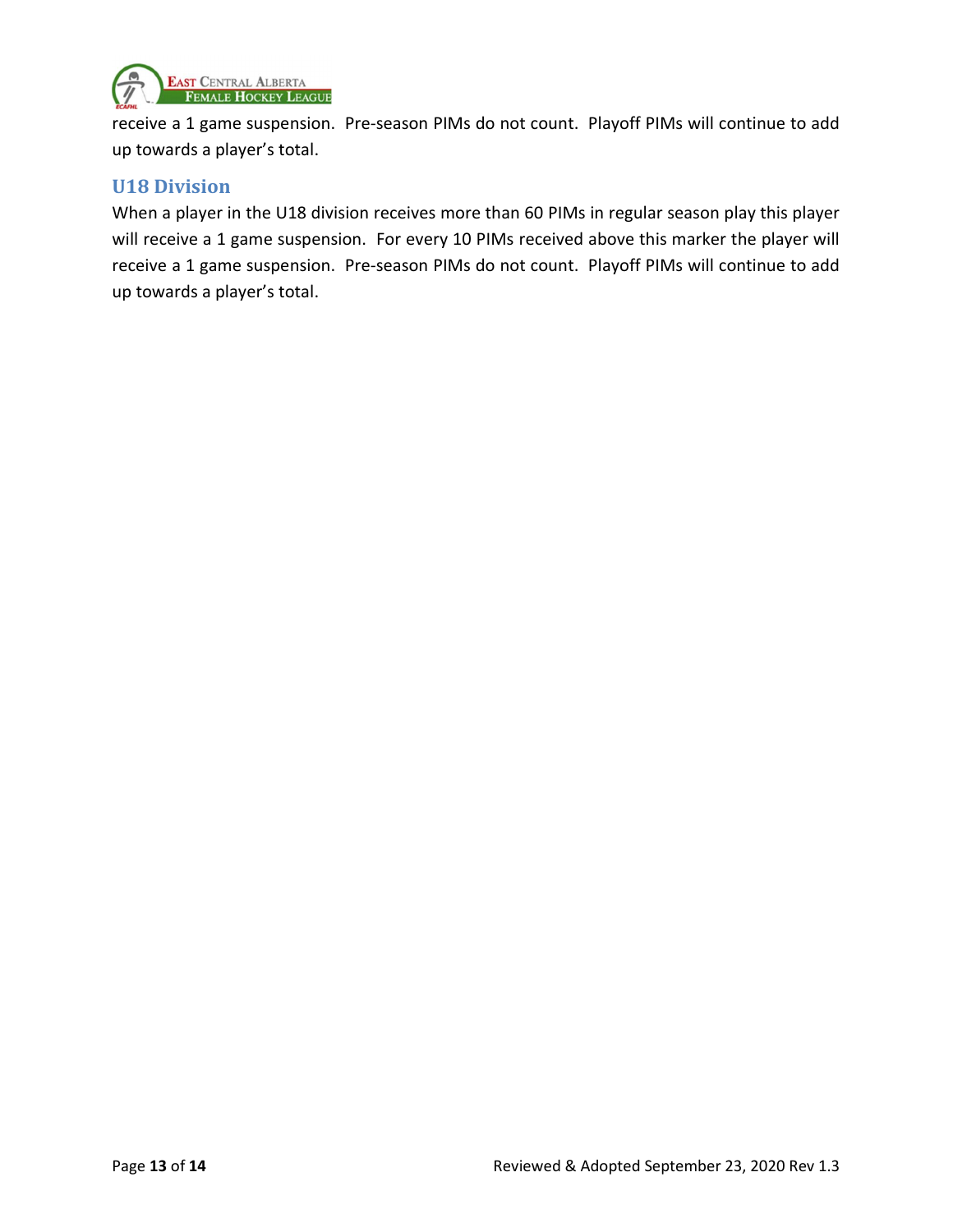receive a 1 game suspension.  Pre-season PIMs do not count.  Playoff PIMs will continue to add up towards a player's total.

### U18 Division

When a player in the U18 division receives more than 60 PIMs in regular season play this player will receive a 1 game suspension.  For every 10 PIMs received above this marker the player will receive a 1 game suspension.  Pre-season PIMs do not count.  Playoff PIMs will continue to add up towards a player's total.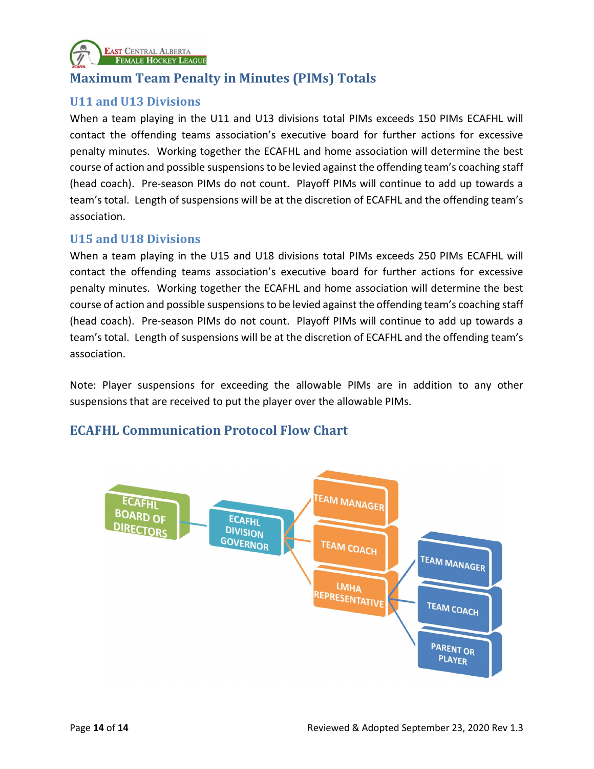## Maximum Team Penalty in Minutes (PIMs) Totals

### U11 and U13 Divisions

When a team playing in the U11 and U13 divisions total PIMs exceeds 150 PIMs ECAFHL will contact the offending teams association's executive board for further actions for excessive penalty minutes. Working together the ECAFHL and home association will determine the best course of action and possible suspensions to be levied against the offending team's coaching staff (head coach). Pre-season PIMs do not count. Playoff PIMs will continue to add up towards a team's total. Length of suspensions will be at the discretion of ECAFHL and the offending team's association.

### U15 and U18 Divisions

When a team playing in the U15 and U18 divisions total PIMs exceeds 250 PIMs ECAFHL will contact the offending teams association's executive board for further actions for excessive penalty minutes. Working together the ECAFHL and home association will determine the best course of action and possible suspensions to be levied against the offending team's coaching staff (head coach). Pre-season PIMs do not count. Playoff PIMs will continue to add up towards a team's total. Length of suspensions will be at the discretion of ECAFHL and the offending team's association.

Note: Player suspensions for exceeding the allowable PIMs are in addition to any other suspensions that are received to put the player over the allowable PIMs.

## ECAFHL Communication Protocol Flow Chart

ECAFHL BOARD OF DIRECTORS

ECAFHL DIVISION GOVERNOR

TEAM MANAGER

TEAM COACH

LMHA REPRESENTATIVE

TEAM MANAGER

TEAM COACH

PARENT OR PLAYER